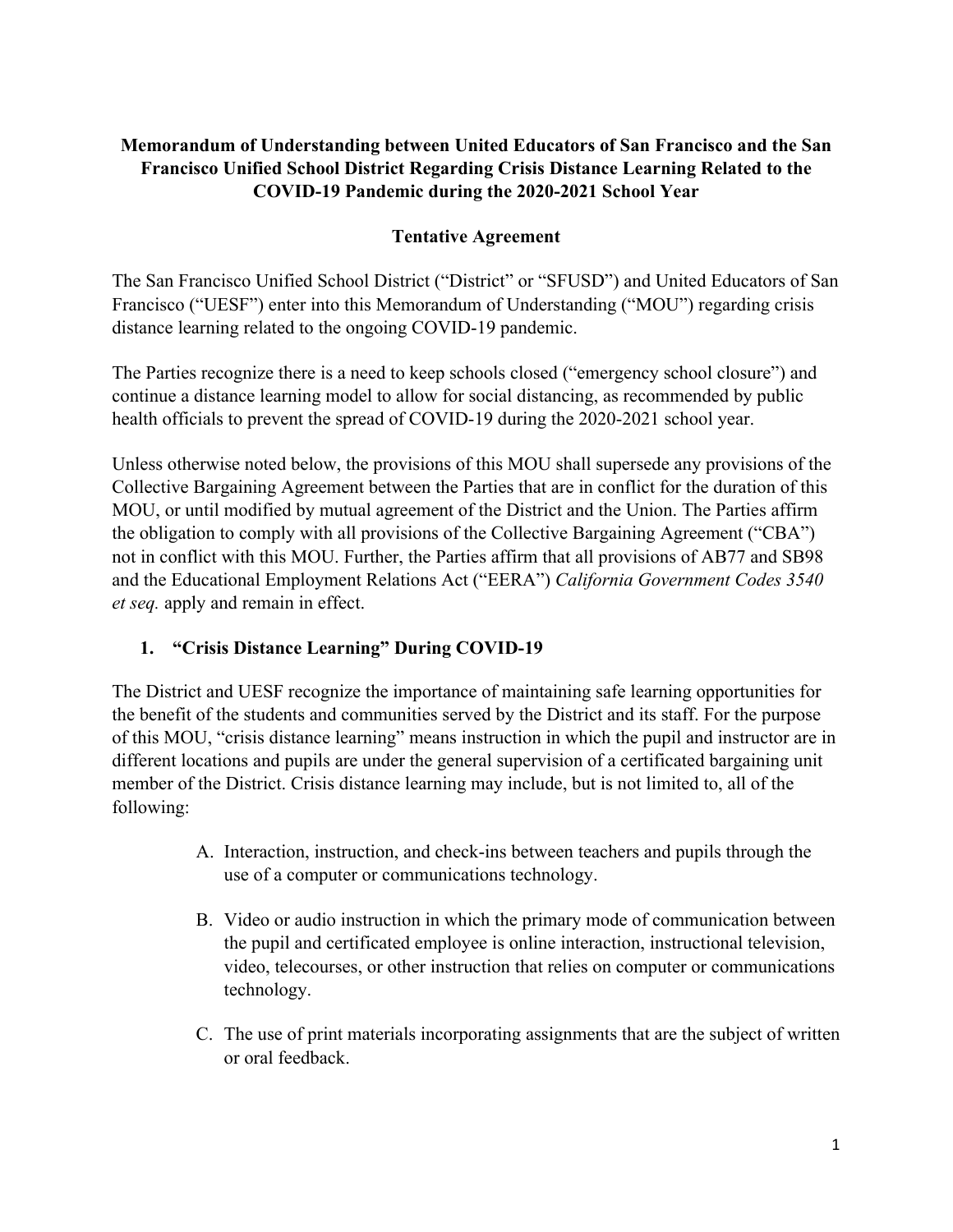**Memorandum of Understanding between United Educators of San Francisco and the San Francisco Unified School District Regarding Crisis Distance Learning Related to the COVID-19 Pandemic during the 2020-2021 School Year**

**Tentative Agreement**

The San Francisco Unified School District ("District" or "SFUSD") and United Educators of San Francisco ("UESF") enter into this Memorandum of Understanding ("MOU") regarding crisis distance learning related to the ongoing COVID-19 pandemic.

The Parties recognize there is a need to keep schools closed ("emergency school closure") and continue a distance learning model to allow for social distancing, as recommended by public health officials to prevent the spread of COVID-19 during the 2020-2021 school year.

Unless otherwise noted below, the provisions of this MOU shall supersede any provisions of the Collective Bargaining Agreement between the Parties that are in conflict for the duration of this MOU, or until modified by mutual agreement of the District and the Union. The Parties affirm the obligation to comply with all provisions of the Collective Bargaining Agreement ("CBA") not in conflict with this MOU. Further, the Parties affirm that all provisions of AB77 and SB98 and the Educational Employment Relations Act ("EERA") *California Government Codes 3540 et seq.* apply and remain in effect.

## 1. "Crisis Distance Learning" During COVID-19

The District and UESF recognize the importance of maintaining safe learning opportunities for the benefit of the students and communities served by the District and its staff. For the purpose of this MOU, "crisis distance learning" means instruction in which the pupil and instructor are in different locations and pupils are under the general supervision of a certificated bargaining unit member of the District. Crisis distance learning may include, but is not limited to, all of the following:

A. Interaction, instruction, and check-ins between teachers and pupils through the use of a computer or communications technology.

B. Video or audio instruction in which the primary mode of communication between the pupil and certificated employee is online interaction, instructional television, video, telecourses, or other instruction that relies on computer or communications technology.

C. The use of print materials incorporating assignments that are the subject of written or oral feedback.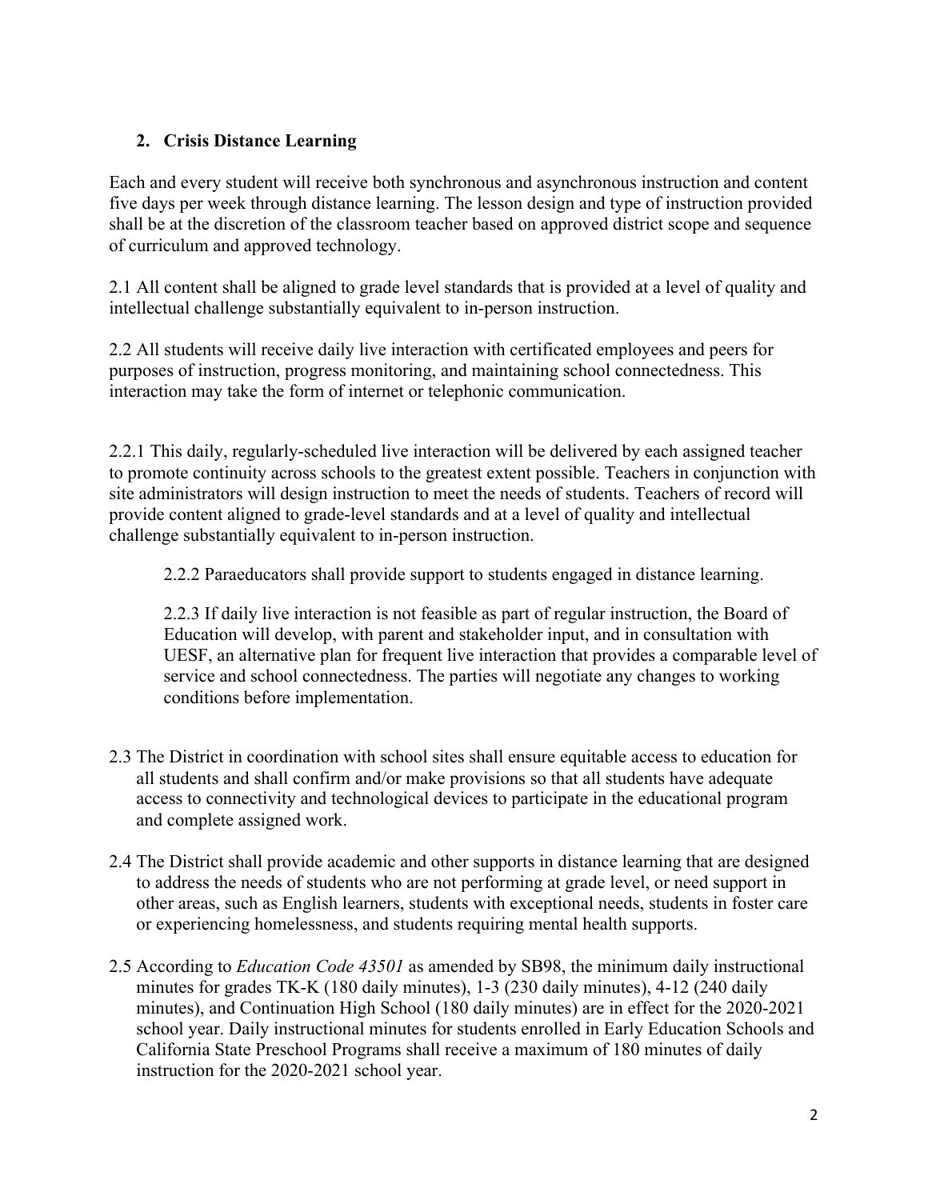## 2. Crisis Distance Learning

Each and every student will receive both synchronous and asynchronous instruction and content five days per week through distance learning. The lesson design and type of instruction provided shall be at the discretion of the classroom teacher based on approved district scope and sequence of curriculum and approved technology.

2.1 All content shall be aligned to grade level standards that is provided at a level of quality and intellectual challenge substantially equivalent to in-person instruction.

2.2 All students will receive daily live interaction with certificated employees and peers for purposes of instruction, progress monitoring, and maintaining school connectedness. This interaction may take the form of internet or telephonic communication.

2.2.1 This daily, regularly-scheduled live interaction will be delivered by each assigned teacher to promote continuity across schools to the greatest extent possible. Teachers in conjunction with site administrators will design instruction to meet the needs of students. Teachers of record will provide content aligned to grade-level standards and at a level of quality and intellectual challenge substantially equivalent to in-person instruction.

> 2.2.2 Paraeducators shall provide support to students engaged in distance learning.
>
> 2.2.3 If daily live interaction is not feasible as part of regular instruction, the Board of Education will develop, with parent and stakeholder input, and in consultation with UESF, an alternative plan for frequent live interaction that provides a comparable level of service and school connectedness. The parties will negotiate any changes to working conditions before implementation.

2.3 The District in coordination with school sites shall ensure equitable access to education for all students and shall confirm and/or make provisions so that all students have adequate access to connectivity and technological devices to participate in the educational program and complete assigned work.

2.4 The District shall provide academic and other supports in distance learning that are designed to address the needs of students who are not performing at grade level, or need support in other areas, such as English learners, students with exceptional needs, students in foster care or experiencing homelessness, and students requiring mental health supports.

2.5 According to *Education Code 43501* as amended by SB98, the minimum daily instructional minutes for grades TK-K (180 daily minutes), 1-3 (230 daily minutes), 4-12 (240 daily minutes), and Continuation High School (180 daily minutes) are in effect for the 2020-2021 school year. Daily instructional minutes for students enrolled in Early Education Schools and California State Preschool Programs shall receive a maximum of 180 minutes of daily instruction for the 2020-2021 school year.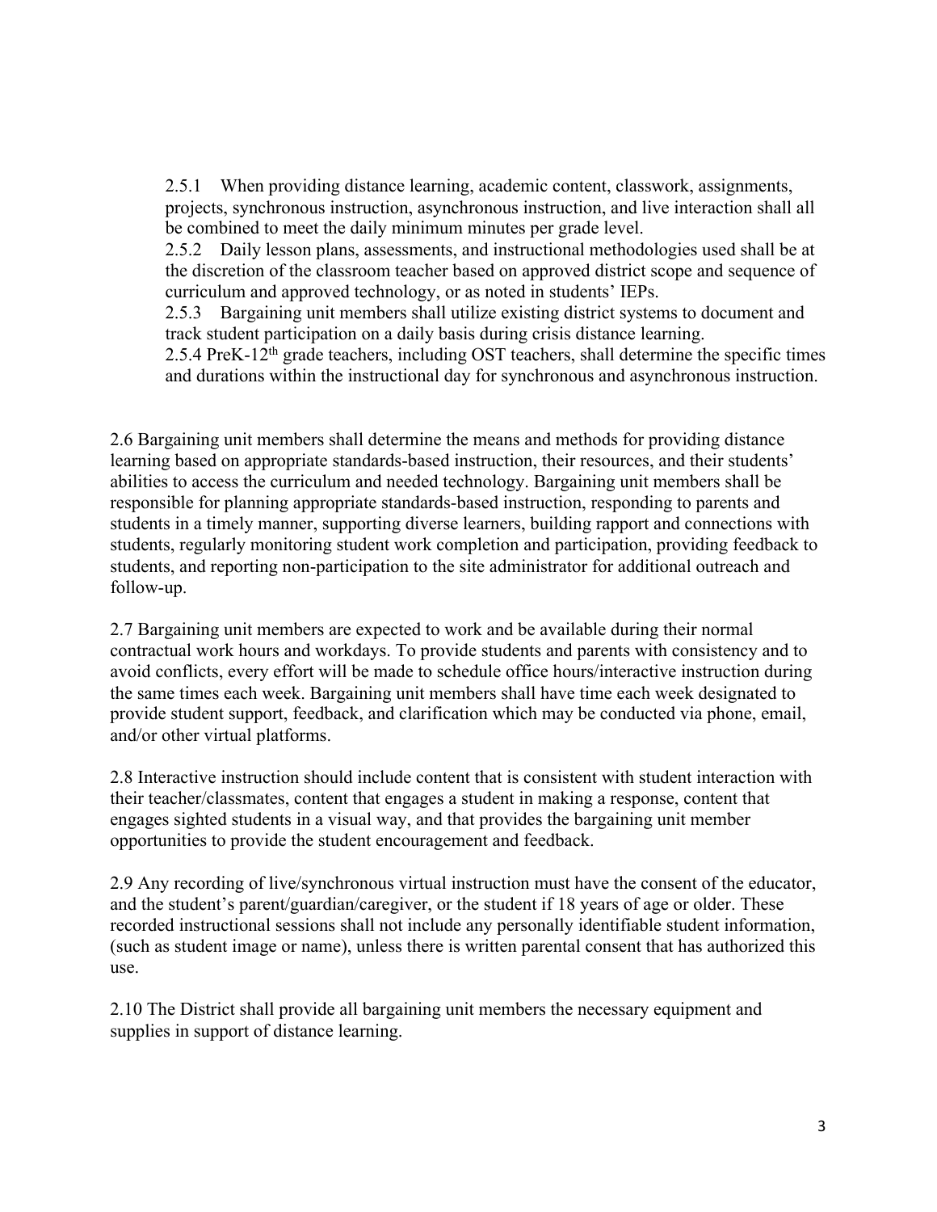2.5.1 When providing distance learning, academic content, classwork, assignments, projects, synchronous instruction, asynchronous instruction, and live interaction shall all be combined to meet the daily minimum minutes per grade level.

2.5.2 Daily lesson plans, assessments, and instructional methodologies used shall be at the discretion of the classroom teacher based on approved district scope and sequence of curriculum and approved technology, or as noted in students' IEPs.

2.5.3 Bargaining unit members shall utilize existing district systems to document and track student participation on a daily basis during crisis distance learning.

2.5.4 PreK-12th grade teachers, including OST teachers, shall determine the specific times and durations within the instructional day for synchronous and asynchronous instruction.

2.6 Bargaining unit members shall determine the means and methods for providing distance learning based on appropriate standards-based instruction, their resources, and their students' abilities to access the curriculum and needed technology. Bargaining unit members shall be responsible for planning appropriate standards-based instruction, responding to parents and students in a timely manner, supporting diverse learners, building rapport and connections with students, regularly monitoring student work completion and participation, providing feedback to students, and reporting non-participation to the site administrator for additional outreach and follow-up.

2.7 Bargaining unit members are expected to work and be available during their normal contractual work hours and workdays. To provide students and parents with consistency and to avoid conflicts, every effort will be made to schedule office hours/interactive instruction during the same times each week. Bargaining unit members shall have time each week designated to provide student support, feedback, and clarification which may be conducted via phone, email, and/or other virtual platforms.

2.8 Interactive instruction should include content that is consistent with student interaction with their teacher/classmates, content that engages a student in making a response, content that engages sighted students in a visual way, and that provides the bargaining unit member opportunities to provide the student encouragement and feedback.

2.9 Any recording of live/synchronous virtual instruction must have the consent of the educator, and the student's parent/guardian/caregiver, or the student if 18 years of age or older. These recorded instructional sessions shall not include any personally identifiable student information, (such as student image or name), unless there is written parental consent that has authorized this use.

2.10 The District shall provide all bargaining unit members the necessary equipment and supplies in support of distance learning.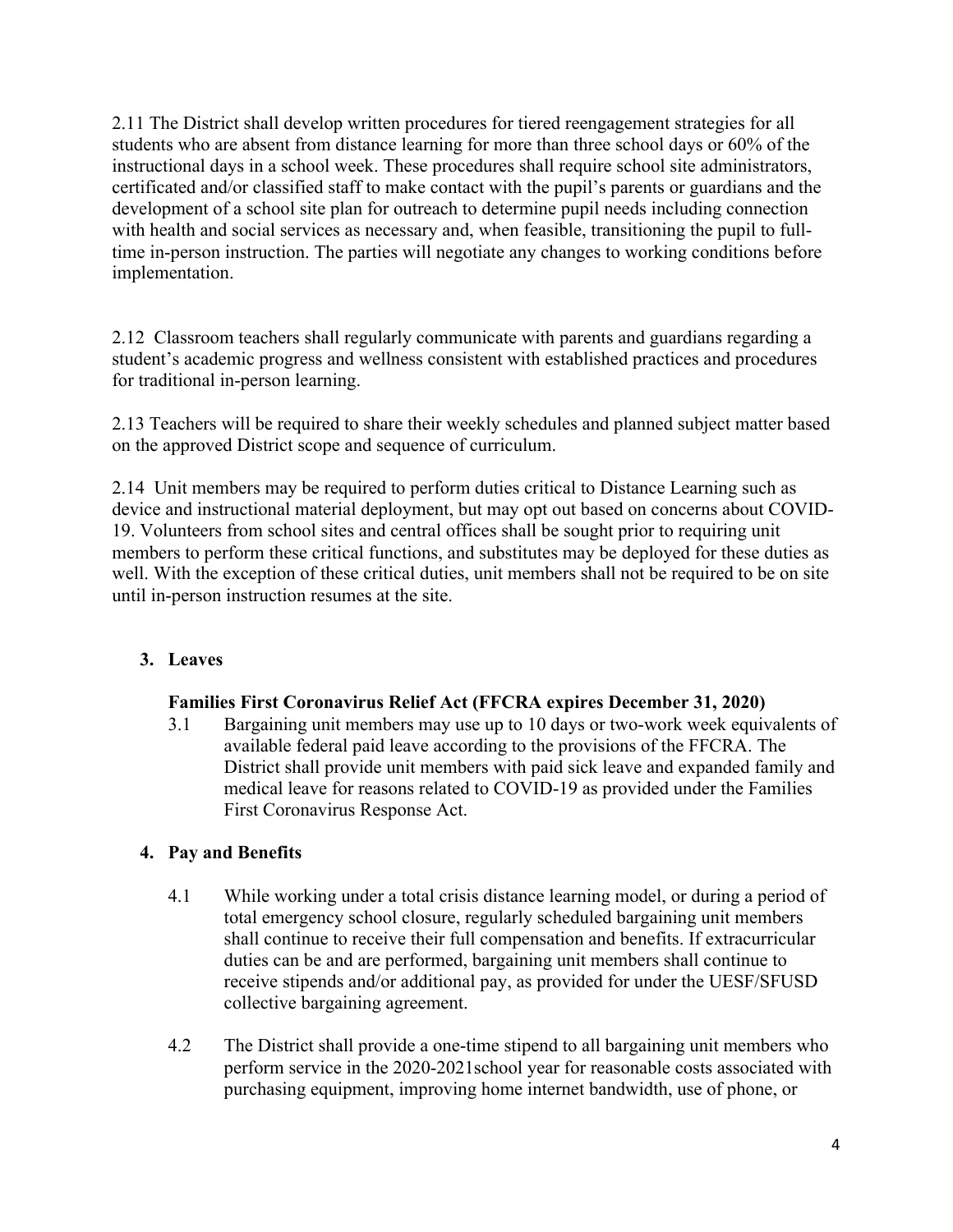2.11 The District shall develop written procedures for tiered reengagement strategies for all students who are absent from distance learning for more than three school days or 60% of the instructional days in a school week. These procedures shall require school site administrators, certificated and/or classified staff to make contact with the pupil's parents or guardians and the development of a school site plan for outreach to determine pupil needs including connection with health and social services as necessary and, when feasible, transitioning the pupil to full-time in-person instruction. The parties will negotiate any changes to working conditions before implementation.

2.12 Classroom teachers shall regularly communicate with parents and guardians regarding a student's academic progress and wellness consistent with established practices and procedures for traditional in-person learning.

2.13 Teachers will be required to share their weekly schedules and planned subject matter based on the approved District scope and sequence of curriculum.

2.14 Unit members may be required to perform duties critical to Distance Learning such as device and instructional material deployment, but may opt out based on concerns about COVID-19. Volunteers from school sites and central offices shall be sought prior to requiring unit members to perform these critical functions, and substitutes may be deployed for these duties as well. With the exception of these critical duties, unit members shall not be required to be on site until in-person instruction resumes at the site.

## 3. Leaves

**Families First Coronavirus Relief Act (FFCRA expires December 31, 2020)**

3.1 Bargaining unit members may use up to 10 days or two-work week equivalents of available federal paid leave according to the provisions of the FFCRA. The District shall provide unit members with paid sick leave and expanded family and medical leave for reasons related to COVID-19 as provided under the Families First Coronavirus Response Act.

## 4. Pay and Benefits

4.1 While working under a total crisis distance learning model, or during a period of total emergency school closure, regularly scheduled bargaining unit members shall continue to receive their full compensation and benefits. If extracurricular duties can be and are performed, bargaining unit members shall continue to receive stipends and/or additional pay, as provided for under the UESF/SFUSD collective bargaining agreement.

4.2 The District shall provide a one-time stipend to all bargaining unit members who perform service in the 2020-2021school year for reasonable costs associated with purchasing equipment, improving home internet bandwidth, use of phone, or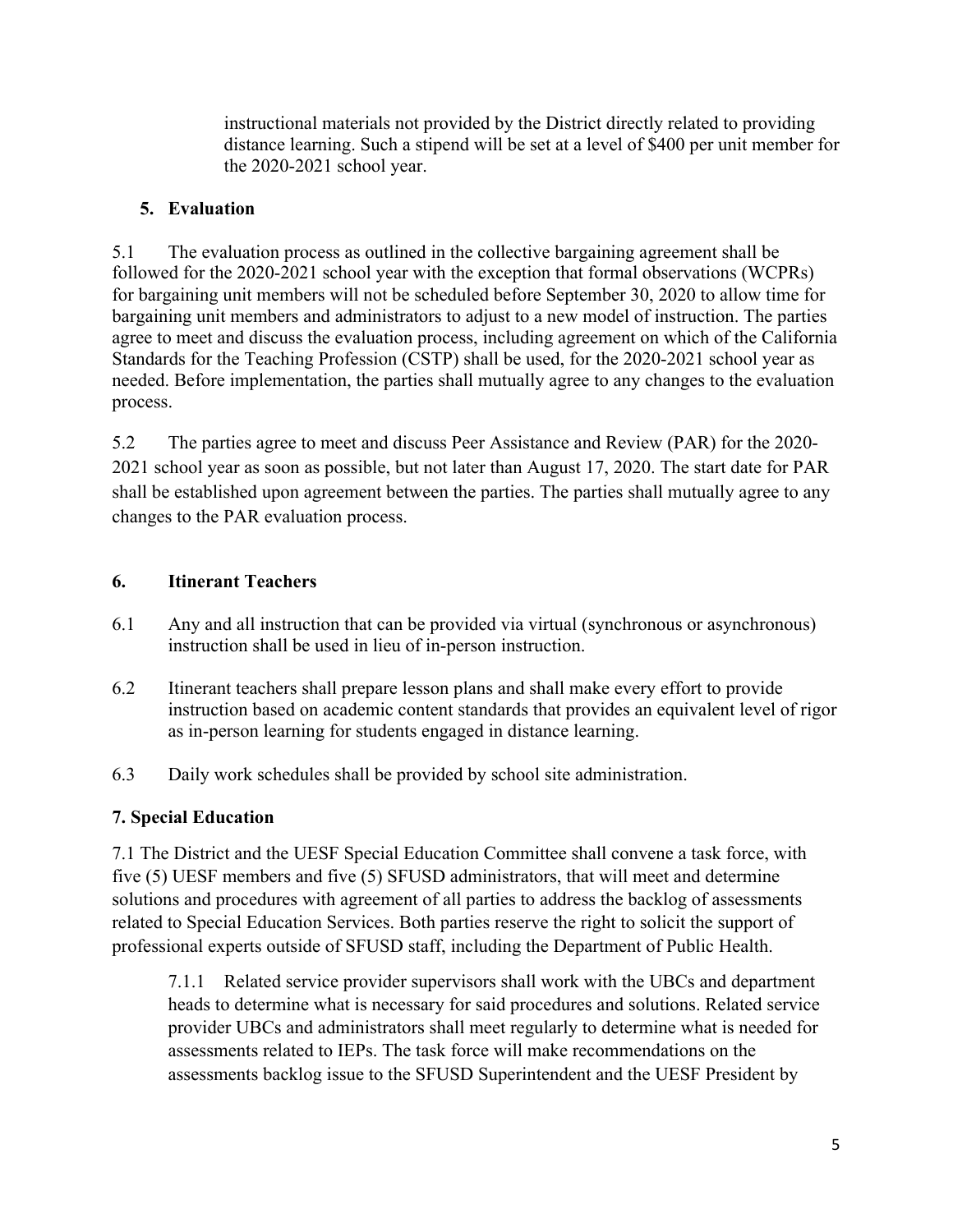instructional materials not provided by the District directly related to providing distance learning. Such a stipend will be set at a level of $400 per unit member for the 2020-2021 school year.

## 5. Evaluation

5.1 The evaluation process as outlined in the collective bargaining agreement shall be followed for the 2020-2021 school year with the exception that formal observations (WCPRs) for bargaining unit members will not be scheduled before September 30, 2020 to allow time for bargaining unit members and administrators to adjust to a new model of instruction. The parties agree to meet and discuss the evaluation process, including agreement on which of the California Standards for the Teaching Profession (CSTP) shall be used, for the 2020-2021 school year as needed. Before implementation, the parties shall mutually agree to any changes to the evaluation process.

5.2 The parties agree to meet and discuss Peer Assistance and Review (PAR) for the 2020-2021 school year as soon as possible, but not later than August 17, 2020. The start date for PAR shall be established upon agreement between the parties. The parties shall mutually agree to any changes to the PAR evaluation process.

## 6. Itinerant Teachers

6.1 Any and all instruction that can be provided via virtual (synchronous or asynchronous) instruction shall be used in lieu of in-person instruction.

6.2 Itinerant teachers shall prepare lesson plans and shall make every effort to provide instruction based on academic content standards that provides an equivalent level of rigor as in-person learning for students engaged in distance learning.

6.3 Daily work schedules shall be provided by school site administration.

## 7. Special Education

7.1 The District and the UESF Special Education Committee shall convene a task force, with five (5) UESF members and five (5) SFUSD administrators, that will meet and determine solutions and procedures with agreement of all parties to address the backlog of assessments related to Special Education Services. Both parties reserve the right to solicit the support of professional experts outside of SFUSD staff, including the Department of Public Health.

7.1.1 Related service provider supervisors shall work with the UBCs and department heads to determine what is necessary for said procedures and solutions. Related service provider UBCs and administrators shall meet regularly to determine what is needed for assessments related to IEPs. The task force will make recommendations on the assessments backlog issue to the SFUSD Superintendent and the UESF President by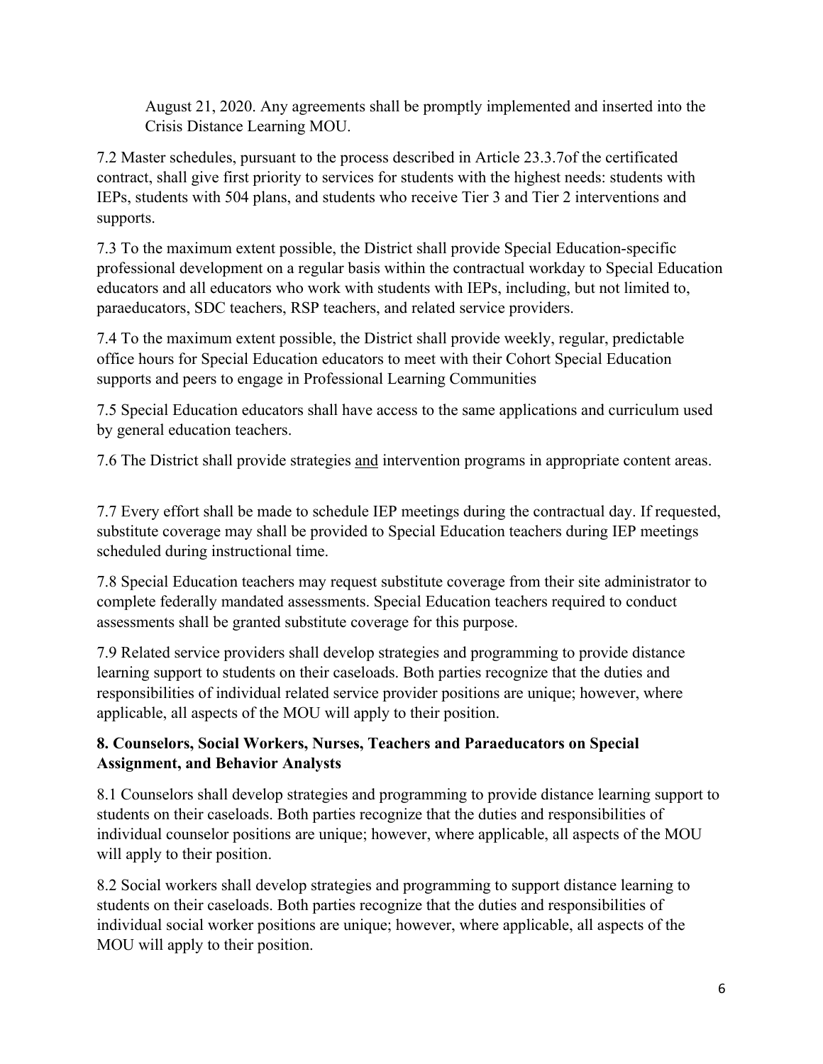August 21, 2020. Any agreements shall be promptly implemented and inserted into the Crisis Distance Learning MOU.

7.2 Master schedules, pursuant to the process described in Article 23.3.7of the certificated contract, shall give first priority to services for students with the highest needs: students with IEPs, students with 504 plans, and students who receive Tier 3 and Tier 2 interventions and supports.

7.3 To the maximum extent possible, the District shall provide Special Education-specific professional development on a regular basis within the contractual workday to Special Education educators and all educators who work with students with IEPs, including, but not limited to, paraeducators, SDC teachers, RSP teachers, and related service providers.

7.4 To the maximum extent possible, the District shall provide weekly, regular, predictable office hours for Special Education educators to meet with their Cohort Special Education supports and peers to engage in Professional Learning Communities

7.5 Special Education educators shall have access to the same applications and curriculum used by general education teachers.

7.6 The District shall provide strategies <u>and</u> intervention programs in appropriate content areas.

7.7 Every effort shall be made to schedule IEP meetings during the contractual day. If requested, substitute coverage may shall be provided to Special Education teachers during IEP meetings scheduled during instructional time.

7.8 Special Education teachers may request substitute coverage from their site administrator to complete federally mandated assessments. Special Education teachers required to conduct assessments shall be granted substitute coverage for this purpose.

7.9 Related service providers shall develop strategies and programming to provide distance learning support to students on their caseloads. Both parties recognize that the duties and responsibilities of individual related service provider positions are unique; however, where applicable, all aspects of the MOU will apply to their position.

**8. Counselors, Social Workers, Nurses, Teachers and Paraeducators on Special Assignment, and Behavior Analysts**

8.1 Counselors shall develop strategies and programming to provide distance learning support to students on their caseloads. Both parties recognize that the duties and responsibilities of individual counselor positions are unique; however, where applicable, all aspects of the MOU will apply to their position.

8.2 Social workers shall develop strategies and programming to support distance learning to students on their caseloads. Both parties recognize that the duties and responsibilities of individual social worker positions are unique; however, where applicable, all aspects of the MOU will apply to their position.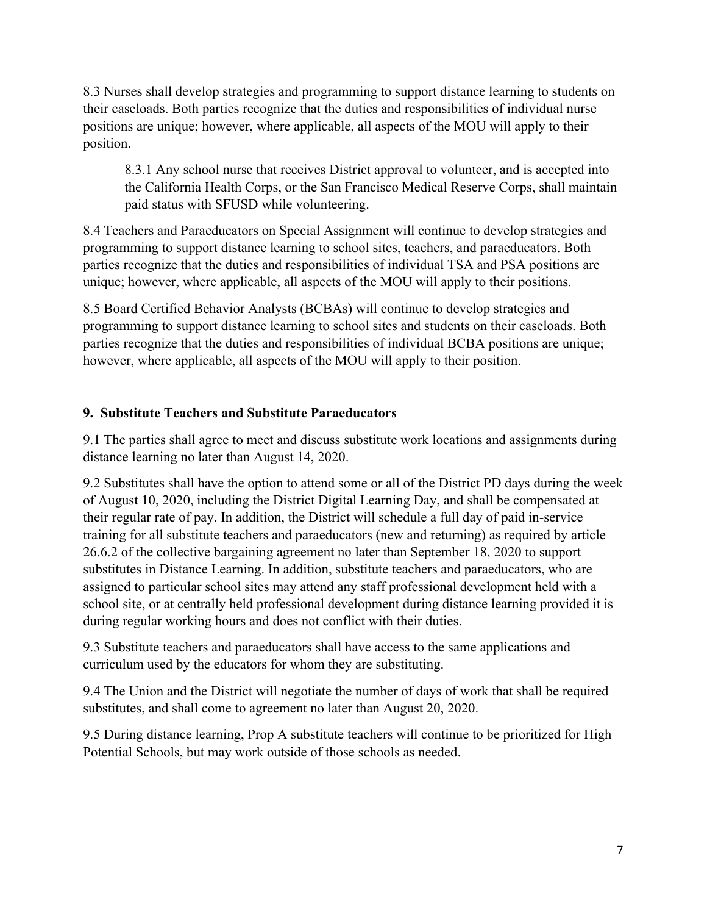8.3 Nurses shall develop strategies and programming to support distance learning to students on their caseloads. Both parties recognize that the duties and responsibilities of individual nurse positions are unique; however, where applicable, all aspects of the MOU will apply to their position.

> 8.3.1 Any school nurse that receives District approval to volunteer, and is accepted into the California Health Corps, or the San Francisco Medical Reserve Corps, shall maintain paid status with SFUSD while volunteering.

8.4 Teachers and Paraeducators on Special Assignment will continue to develop strategies and programming to support distance learning to school sites, teachers, and paraeducators. Both parties recognize that the duties and responsibilities of individual TSA and PSA positions are unique; however, where applicable, all aspects of the MOU will apply to their positions.

8.5 Board Certified Behavior Analysts (BCBAs) will continue to develop strategies and programming to support distance learning to school sites and students on their caseloads. Both parties recognize that the duties and responsibilities of individual BCBA positions are unique; however, where applicable, all aspects of the MOU will apply to their position.

## 9. Substitute Teachers and Substitute Paraeducators

9.1 The parties shall agree to meet and discuss substitute work locations and assignments during distance learning no later than August 14, 2020.

9.2 Substitutes shall have the option to attend some or all of the District PD days during the week of August 10, 2020, including the District Digital Learning Day, and shall be compensated at their regular rate of pay. In addition, the District will schedule a full day of paid in-service training for all substitute teachers and paraeducators (new and returning) as required by article 26.6.2 of the collective bargaining agreement no later than September 18, 2020 to support substitutes in Distance Learning. In addition, substitute teachers and paraeducators, who are assigned to particular school sites may attend any staff professional development held with a school site, or at centrally held professional development during distance learning provided it is during regular working hours and does not conflict with their duties.

9.3 Substitute teachers and paraeducators shall have access to the same applications and curriculum used by the educators for whom they are substituting.

9.4 The Union and the District will negotiate the number of days of work that shall be required substitutes, and shall come to agreement no later than August 20, 2020.

9.5 During distance learning, Prop A substitute teachers will continue to be prioritized for High Potential Schools, but may work outside of those schools as needed.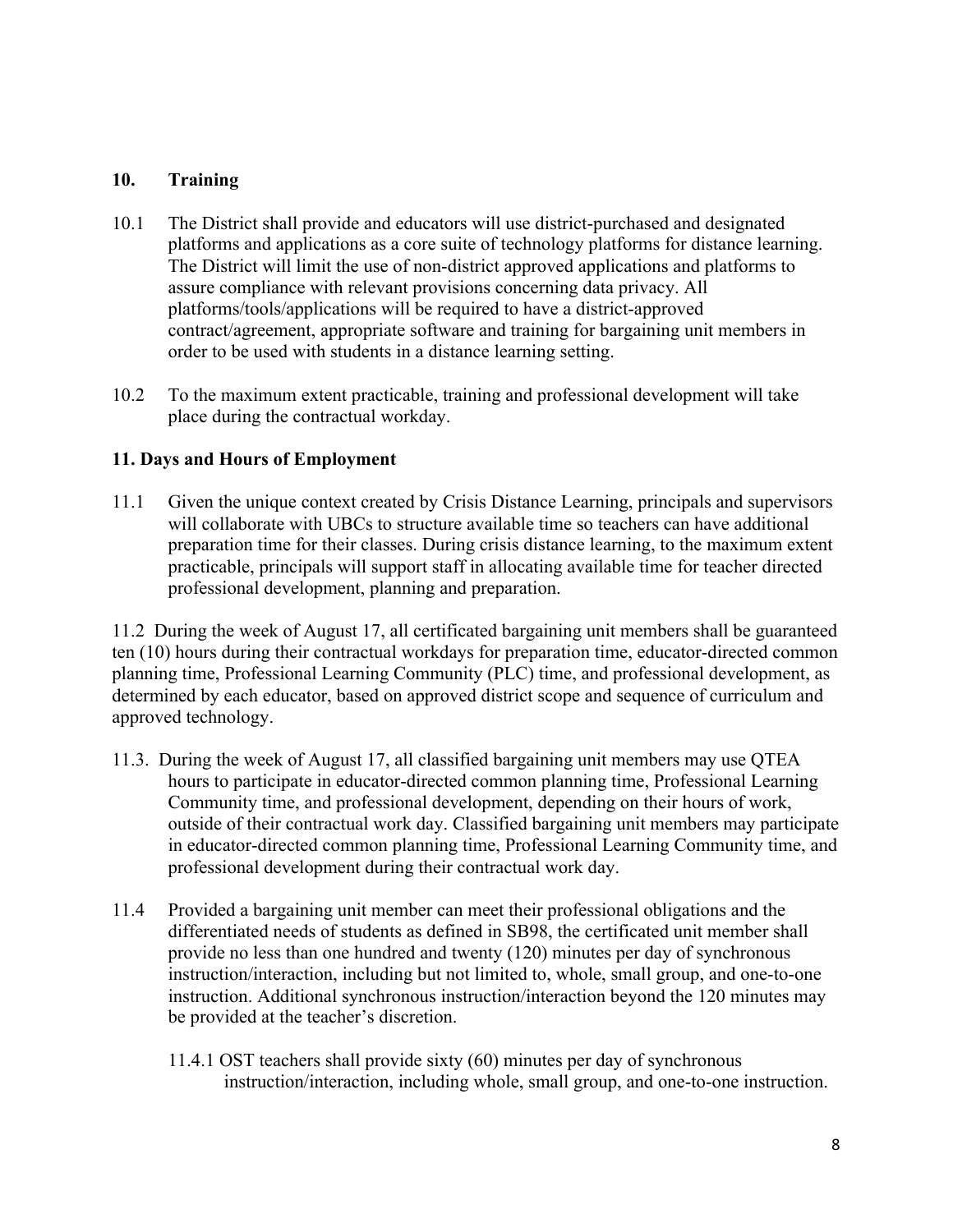## 10. Training

10.1 The District shall provide and educators will use district-purchased and designated platforms and applications as a core suite of technology platforms for distance learning. The District will limit the use of non-district approved applications and platforms to assure compliance with relevant provisions concerning data privacy. All platforms/tools/applications will be required to have a district-approved contract/agreement, appropriate software and training for bargaining unit members in order to be used with students in a distance learning setting.

10.2 To the maximum extent practicable, training and professional development will take place during the contractual workday.

## 11. Days and Hours of Employment

11.1 Given the unique context created by Crisis Distance Learning, principals and supervisors will collaborate with UBCs to structure available time so teachers can have additional preparation time for their classes. During crisis distance learning, to the maximum extent practicable, principals will support staff in allocating available time for teacher directed professional development, planning and preparation.

11.2 During the week of August 17, all certificated bargaining unit members shall be guaranteed ten (10) hours during their contractual workdays for preparation time, educator-directed common planning time, Professional Learning Community (PLC) time, and professional development, as determined by each educator, based on approved district scope and sequence of curriculum and approved technology.

11.3. During the week of August 17, all classified bargaining unit members may use QTEA hours to participate in educator-directed common planning time, Professional Learning Community time, and professional development, depending on their hours of work, outside of their contractual work day. Classified bargaining unit members may participate in educator-directed common planning time, Professional Learning Community time, and professional development during their contractual work day.

11.4 Provided a bargaining unit member can meet their professional obligations and the differentiated needs of students as defined in SB98, the certificated unit member shall provide no less than one hundred and twenty (120) minutes per day of synchronous instruction/interaction, including but not limited to, whole, small group, and one-to-one instruction. Additional synchronous instruction/interaction beyond the 120 minutes may be provided at the teacher's discretion.

11.4.1 OST teachers shall provide sixty (60) minutes per day of synchronous instruction/interaction, including whole, small group, and one-to-one instruction.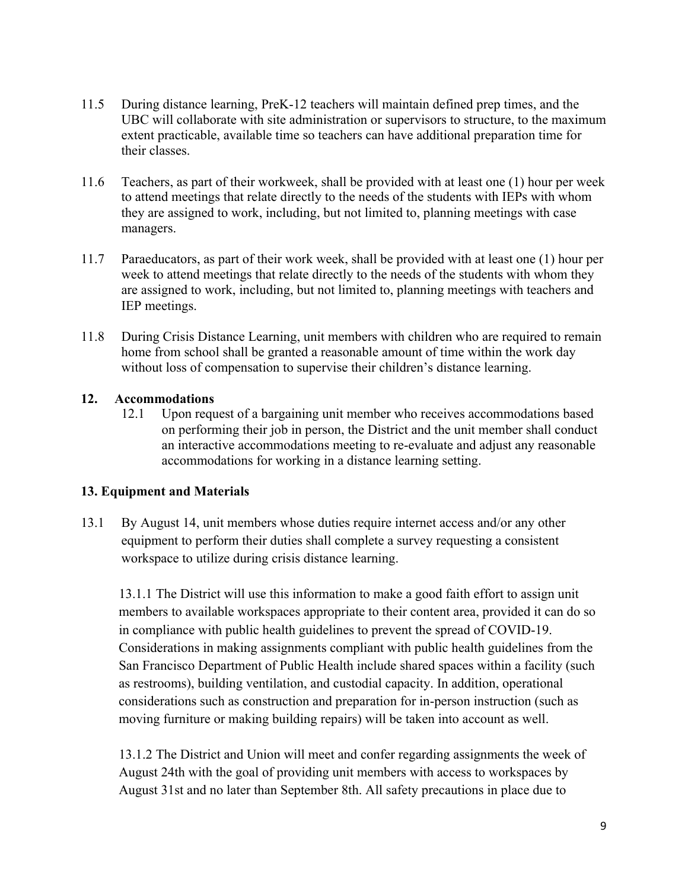11.5 During distance learning, PreK-12 teachers will maintain defined prep times, and the UBC will collaborate with site administration or supervisors to structure, to the maximum extent practicable, available time so teachers can have additional preparation time for their classes.

11.6 Teachers, as part of their workweek, shall be provided with at least one (1) hour per week to attend meetings that relate directly to the needs of the students with IEPs with whom they are assigned to work, including, but not limited to, planning meetings with case managers.

11.7 Paraeducators, as part of their work week, shall be provided with at least one (1) hour per week to attend meetings that relate directly to the needs of the students with whom they are assigned to work, including, but not limited to, planning meetings with teachers and IEP meetings.

11.8 During Crisis Distance Learning, unit members with children who are required to remain home from school shall be granted a reasonable amount of time within the work day without loss of compensation to supervise their children's distance learning.

## 12. Accommodations

12.1 Upon request of a bargaining unit member who receives accommodations based on performing their job in person, the District and the unit member shall conduct an interactive accommodations meeting to re-evaluate and adjust any reasonable accommodations for working in a distance learning setting.

## 13. Equipment and Materials

13.1 By August 14, unit members whose duties require internet access and/or any other equipment to perform their duties shall complete a survey requesting a consistent workspace to utilize during crisis distance learning.

13.1.1 The District will use this information to make a good faith effort to assign unit members to available workspaces appropriate to their content area, provided it can do so in compliance with public health guidelines to prevent the spread of COVID-19. Considerations in making assignments compliant with public health guidelines from the San Francisco Department of Public Health include shared spaces within a facility (such as restrooms), building ventilation, and custodial capacity. In addition, operational considerations such as construction and preparation for in-person instruction (such as moving furniture or making building repairs) will be taken into account as well.

13.1.2 The District and Union will meet and confer regarding assignments the week of August 24th with the goal of providing unit members with access to workspaces by August 31st and no later than September 8th. All safety precautions in place due to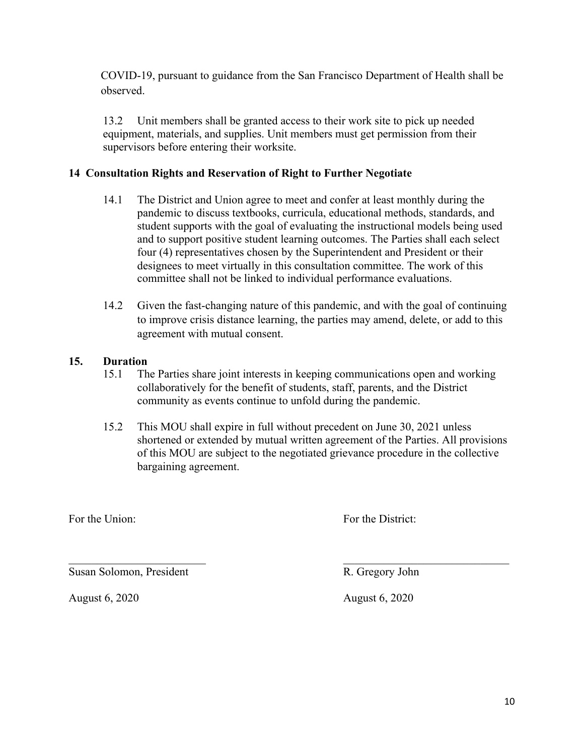COVID-19, pursuant to guidance from the San Francisco Department of Health shall be observed.

13.2 Unit members shall be granted access to their work site to pick up needed equipment, materials, and supplies. Unit members must get permission from their supervisors before entering their worksite.

### 14 Consultation Rights and Reservation of Right to Further Negotiate

14.1 The District and Union agree to meet and confer at least monthly during the pandemic to discuss textbooks, curricula, educational methods, standards, and student supports with the goal of evaluating the instructional models being used and to support positive student learning outcomes. The Parties shall each select four (4) representatives chosen by the Superintendent and President or their designees to meet virtually in this consultation committee. The work of this committee shall not be linked to individual performance evaluations.

14.2 Given the fast-changing nature of this pandemic, and with the goal of continuing to improve crisis distance learning, the parties may amend, delete, or add to this agreement with mutual consent.

### 15. Duration

15.1 The Parties share joint interests in keeping communications open and working collaboratively for the benefit of students, staff, parents, and the District community as events continue to unfold during the pandemic.

15.2 This MOU shall expire in full without precedent on June 30, 2021 unless shortened or extended by mutual written agreement of the Parties. All provisions of this MOU are subject to the negotiated grievance procedure in the collective bargaining agreement.

| For the Union: | For the District: |
|---|---|
| ________________________ | ________________________ |
| Susan Solomon, President | R. Gregory John |
| August 6, 2020 | August 6, 2020 |